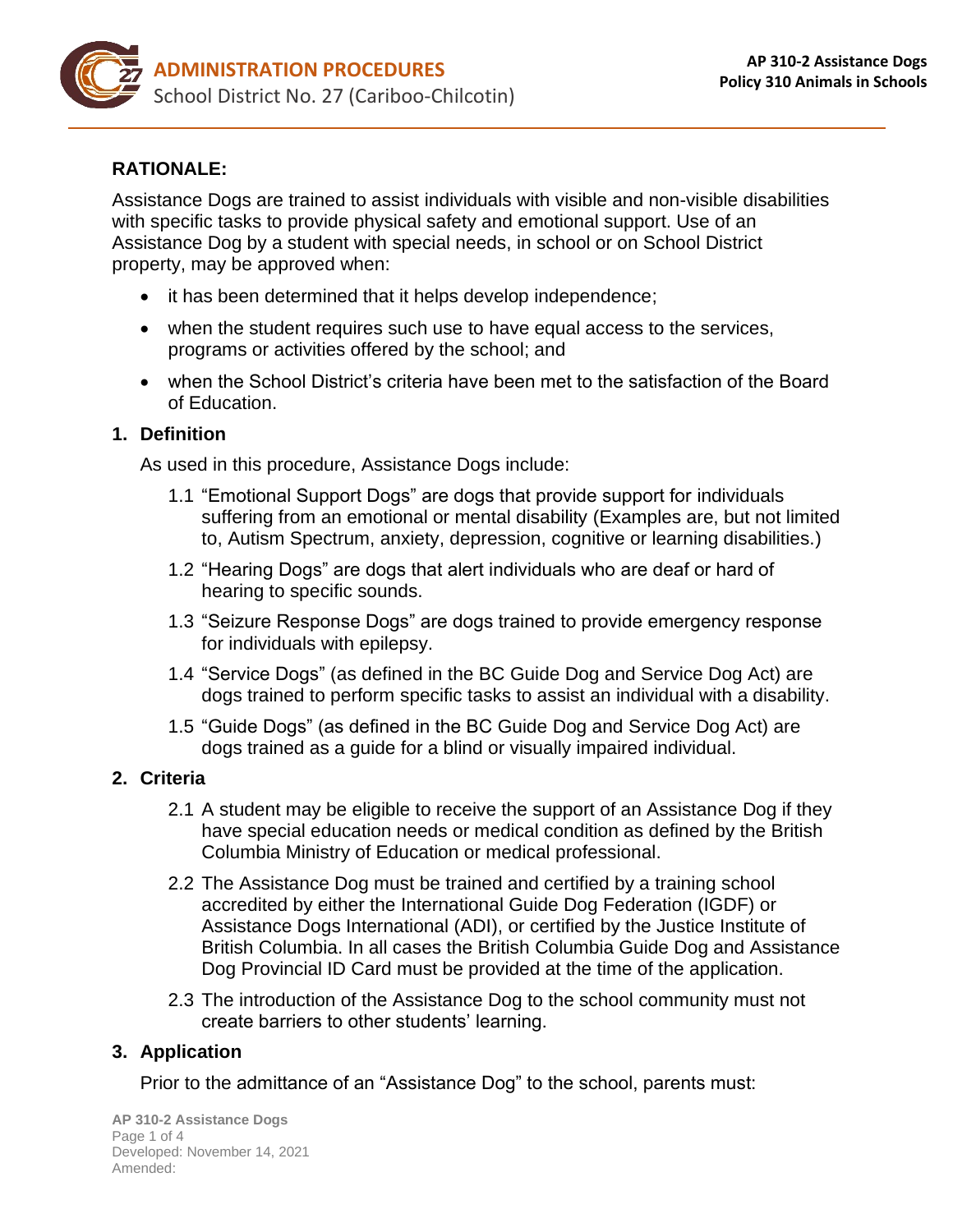## RATIONALE:

Assistance Dogs are trained to assist individuals with visible and non-visible disabilities with specific tasks to provide physical safety and emotional support. Use of an Assistance Dog by a student with special needs, in school or on School District property, may be approved when:

- it has been determined that it helps develop independence;
- when the student requires such use to have equal access to the services, programs or activities offered by the school; and
- when the School District's criteria have been met to the satisfaction of the Board of Education.

### 1. Definition

As used in this procedure, Assistance Dogs include:

1.1 "Emotional Support Dogs" are dogs that provide support for individuals suffering from an emotional or mental disability (Examples are, but not limited to, Autism Spectrum, anxiety, depression, cognitive or learning disabilities.)

1.2 "Hearing Dogs" are dogs that alert individuals who are deaf or hard of hearing to specific sounds.

1.3 "Seizure Response Dogs" are dogs trained to provide emergency response for individuals with epilepsy.

1.4 "Service Dogs" (as defined in the BC Guide Dog and Service Dog Act) are dogs trained to perform specific tasks to assist an individual with a disability.

1.5 "Guide Dogs" (as defined in the BC Guide Dog and Service Dog Act) are dogs trained as a guide for a blind or visually impaired individual.

### 2. Criteria

2.1 A student may be eligible to receive the support of an Assistance Dog if they have special education needs or medical condition as defined by the British Columbia Ministry of Education or medical professional.

2.2 The Assistance Dog must be trained and certified by a training school accredited by either the International Guide Dog Federation (IGDF) or Assistance Dogs International (ADI), or certified by the Justice Institute of British Columbia. In all cases the British Columbia Guide Dog and Assistance Dog Provincial ID Card must be provided at the time of the application.

2.3 The introduction of the Assistance Dog to the school community must not create barriers to other students' learning.

### 3. Application

Prior to the admittance of an "Assistance Dog" to the school, parents must: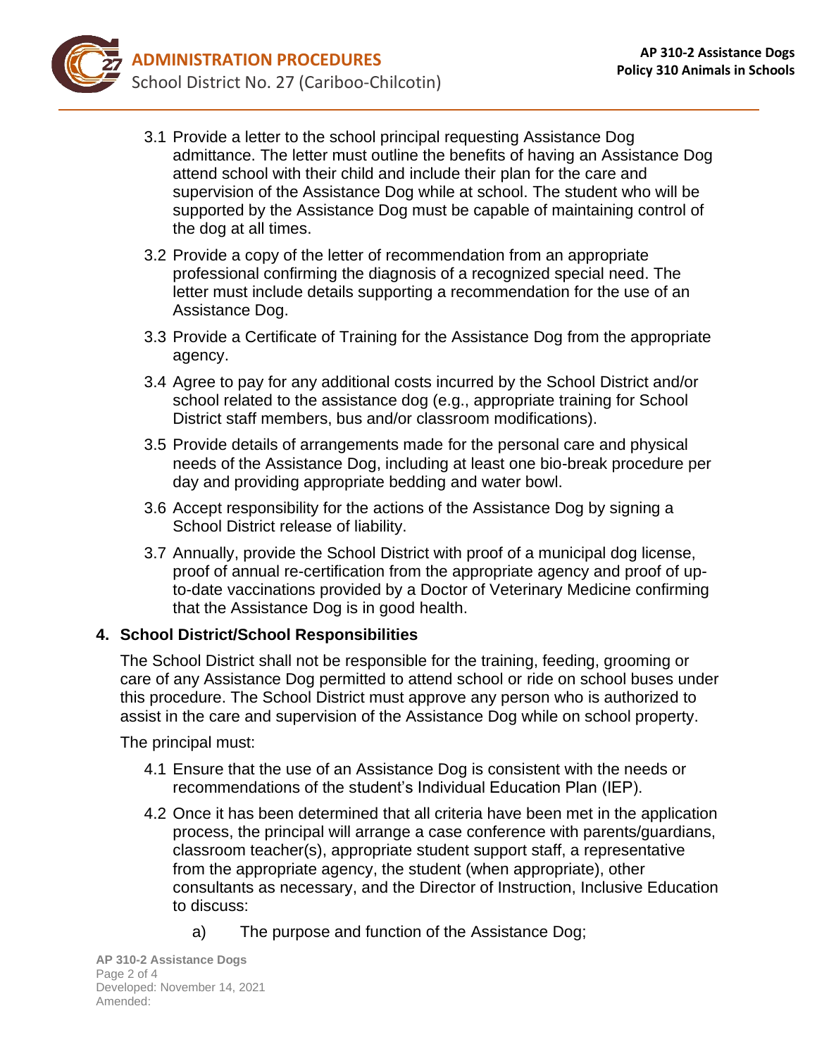3.1 Provide a letter to the school principal requesting Assistance Dog admittance. The letter must outline the benefits of having an Assistance Dog attend school with their child and include their plan for the care and supervision of the Assistance Dog while at school. The student who will be supported by the Assistance Dog must be capable of maintaining control of the dog at all times.

3.2 Provide a copy of the letter of recommendation from an appropriate professional confirming the diagnosis of a recognized special need. The letter must include details supporting a recommendation for the use of an Assistance Dog.

3.3 Provide a Certificate of Training for the Assistance Dog from the appropriate agency.

3.4 Agree to pay for any additional costs incurred by the School District and/or school related to the assistance dog (e.g., appropriate training for School District staff members, bus and/or classroom modifications).

3.5 Provide details of arrangements made for the personal care and physical needs of the Assistance Dog, including at least one bio-break procedure per day and providing appropriate bedding and water bowl.

3.6 Accept responsibility for the actions of the Assistance Dog by signing a School District release of liability.

3.7 Annually, provide the School District with proof of a municipal dog license, proof of annual re-certification from the appropriate agency and proof of up-to-date vaccinations provided by a Doctor of Veterinary Medicine confirming that the Assistance Dog is in good health.

## 4. School District/School Responsibilities

The School District shall not be responsible for the training, feeding, grooming or care of any Assistance Dog permitted to attend school or ride on school buses under this procedure. The School District must approve any person who is authorized to assist in the care and supervision of the Assistance Dog while on school property.

The principal must:

4.1 Ensure that the use of an Assistance Dog is consistent with the needs or recommendations of the student's Individual Education Plan (IEP).

4.2 Once it has been determined that all criteria have been met in the application process, the principal will arrange a case conference with parents/guardians, classroom teacher(s), appropriate student support staff, a representative from the appropriate agency, the student (when appropriate), other consultants as necessary, and the Director of Instruction, Inclusive Education to discuss:

a) The purpose and function of the Assistance Dog;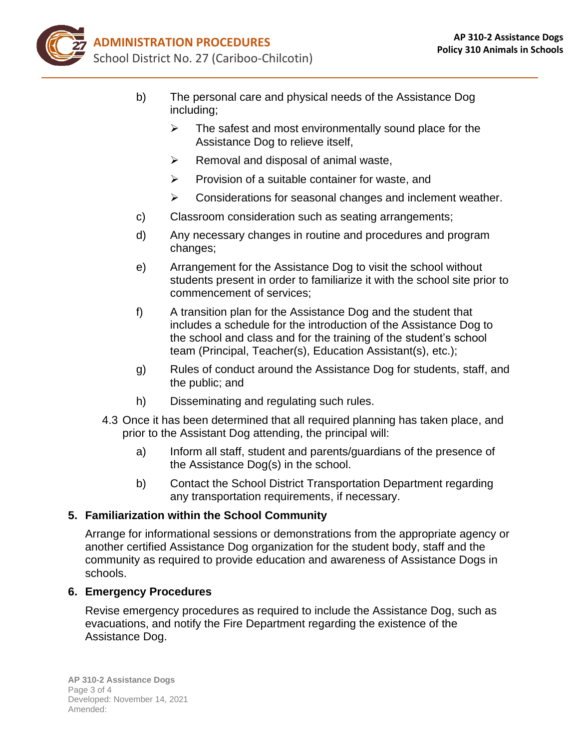b) The personal care and physical needs of the Assistance Dog including;

   - The safest and most environmentally sound place for the Assistance Dog to relieve itself,
   - Removal and disposal of animal waste,
   - Provision of a suitable container for waste, and
   - Considerations for seasonal changes and inclement weather.

c) Classroom consideration such as seating arrangements;

d) Any necessary changes in routine and procedures and program changes;

e) Arrangement for the Assistance Dog to visit the school without students present in order to familiarize it with the school site prior to commencement of services;

f) A transition plan for the Assistance Dog and the student that includes a schedule for the introduction of the Assistance Dog to the school and class and for the training of the student's school team (Principal, Teacher(s), Education Assistant(s), etc.);

g) Rules of conduct around the Assistance Dog for students, staff, and the public; and

h) Disseminating and regulating such rules.

4.3 Once it has been determined that all required planning has taken place, and prior to the Assistant Dog attending, the principal will:

a) Inform all staff, student and parents/guardians of the presence of the Assistance Dog(s) in the school.

b) Contact the School District Transportation Department regarding any transportation requirements, if necessary.

**5. Familiarization within the School Community**

Arrange for informational sessions or demonstrations from the appropriate agency or another certified Assistance Dog organization for the student body, staff and the community as required to provide education and awareness of Assistance Dogs in schools.

**6. Emergency Procedures**

Revise emergency procedures as required to include the Assistance Dog, such as evacuations, and notify the Fire Department regarding the existence of the Assistance Dog.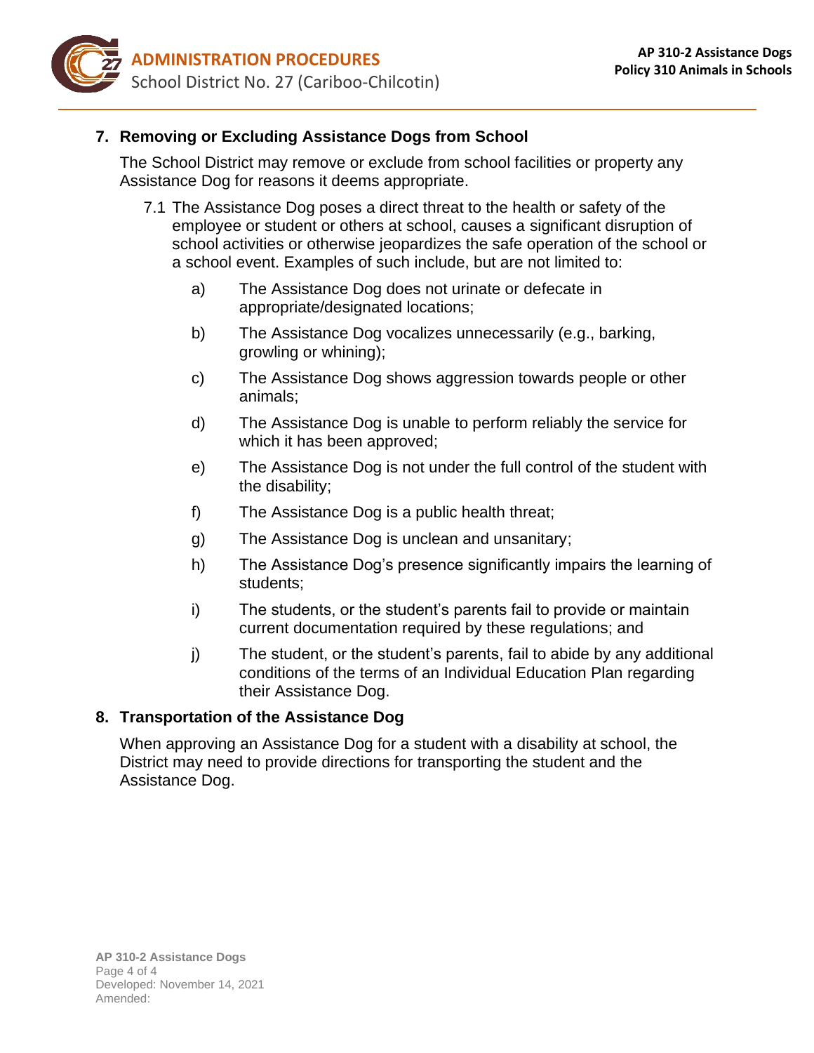## 7. Removing or Excluding Assistance Dogs from School

The School District may remove or exclude from school facilities or property any Assistance Dog for reasons it deems appropriate.

7.1 The Assistance Dog poses a direct threat to the health or safety of the employee or student or others at school, causes a significant disruption of school activities or otherwise jeopardizes the safe operation of the school or a school event. Examples of such include, but are not limited to:

a) The Assistance Dog does not urinate or defecate in appropriate/designated locations;

b) The Assistance Dog vocalizes unnecessarily (e.g., barking, growling or whining);

c) The Assistance Dog shows aggression towards people or other animals;

d) The Assistance Dog is unable to perform reliably the service for which it has been approved;

e) The Assistance Dog is not under the full control of the student with the disability;

f) The Assistance Dog is a public health threat;

g) The Assistance Dog is unclean and unsanitary;

h) The Assistance Dog's presence significantly impairs the learning of students;

i) The students, or the student's parents fail to provide or maintain current documentation required by these regulations; and

j) The student, or the student's parents, fail to abide by any additional conditions of the terms of an Individual Education Plan regarding their Assistance Dog.

## 8. Transportation of the Assistance Dog

When approving an Assistance Dog for a student with a disability at school, the District may need to provide directions for transporting the student and the Assistance Dog.

Developed: November 14, 2021
Amended: